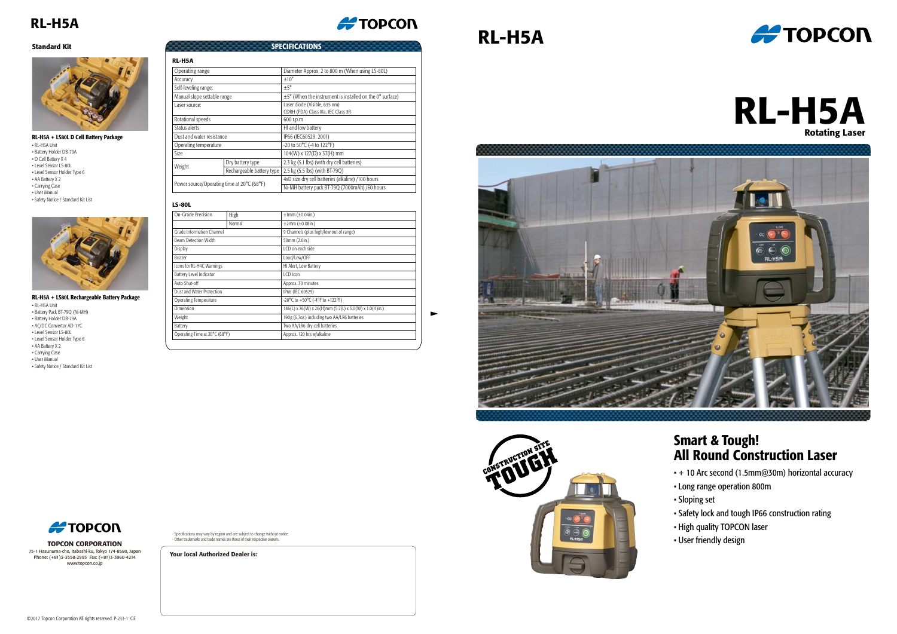# RL-H5A

### Standard Kit

**RL-H5A + LS80L D Cell Battery Package**

- RL-H5A Unit
- Battery Holder DB-79A
- D Cell Battery X 4
- Level Sensor LS-80L
- Level Sensor Holder Type 6
- AA Battery X 2
- Carrying Case
- User Manual
- Safety Notice / Standard Kit List

**RL-H5A + LS80L Rechargeable Battery Package**

- RL-H5A Unit
- Battery Pack BT-79Q (Ni-MH)
- Battery Holder DB-79A
- AC/DC Convertor AD-17C
- Level Sensor LS-80L
- Level Sensor Holder Type 6
- AA Battery X 2
- Carrying Case
- User Manual
- Safety Notice / Standard Kit List

## SPECIFICATIONS

### RL-H5A

| | | |
|---|---|---|
| Operating range | | Diameter Approx. 2 to 800 m (When using LS-80L) |
| Accuracy | | ±10" |
| Self-leveling range: | | ±5° |
| Manual slope settable range | | ±5° (When the instrument is installed on the 0° surface) |
| Laser source: | | Laser diode (Visible, 635 nm) CDRH (FDA) Class IIIa, IEC Class 3R |
| Rotational speeds | | 600 r.p.m |
| Status alerts | | HI and low battery |
| Dust and water resistance | | IP66 (IEC60529: 2001) |
| Operating temperature | | -20 to 50°C (-4 to 122°F) |
| Size | | 104(W) x 127(D) x 37(H) mm |
| Weight | Dry battery type | 2.3 kg (5.1 lbs) (with dry cell batteries) |
| | Rechargeable battery type | 2.5 kg (5.5 lbs) (with BT-79Q) |
| Power source/Operating time at 20°C (68°F) | | 4xD size dry cell batteries (alkaline) /100 hours |
| | | Ni-MH battery pack BT-79Q (7000mAh) /60 hours |

### LS-80L

| | | |
|---|---|---|
| On-Grade Precision | High | ±1mm (±0.04in.) |
| | Normal | ±2mm (±0.08in.) |
| Grade Information Channel | | 9 Channels (plus high/low out of range) |
| Beam Detection Width | | 50mm (2.0in.) |
| Display | | LCD on each side |
| Buzzer | | Loud/Low/OFF |
| Icons for RL-H4C Warnings | | HI Alert, Low Battery |
| Battery Level Indicator | | LCD Icon |
| Auto Shut-off | | Approx. 30 minutes |
| Dust and Water Protection | | IP66 (IEC 60529) |
| Operating Temperature | | -20°C to +50°C (-4°F to +122°F) |
| Dimension | | 146(L) x 76(W) x 26(H)mm (5.7(L) x 3.0(W) x 1.0(H)in.) |
| Weight | | 190g (6.7oz.) including two AA/LR6 batteries |
| Battery | | Two AA/LR6 dry-cell batteries |
| Operating Time at 20°C (68°F) | | Approx. 120 hrs w/alkaline |

- Specifications may vary by region and are subject to change without notice.
- Other trademarks and trade names are those of their respective owners.

**TOPCON CORPORATION**
75-1 Hasunuma-cho, Itabashi-ku, Tokyo 174-8580, Japan
Phone: (+81)3-3558-2993 Fax: (+81)3-3960-4214
www.topcon.co.jp

**Your local Authorized Dealer is:**

©2017 Topcon Corporation All rights reserved. P-233-1 GE

# RL-H5A

## Rotating Laser

CONSTRUCTION SITE TOUGH

## Smart & Tough! All Round Construction Laser

- + 10 Arc second (1.5mm@30m) horizontal accuracy
- Long range operation 800m
- Sloping set
- Safety lock and tough IP66 construction rating
- High quality TOPCON laser
- User friendly design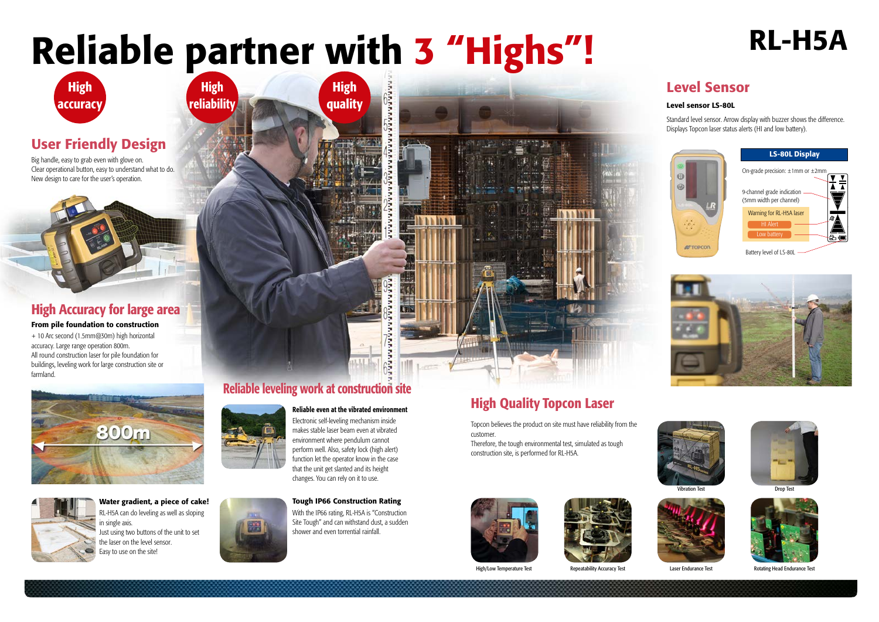# Reliable partner with 3 "Highs"!

# RL-H5A

High accuracy

High reliability

High quality

## User Friendly Design

Big handle, easy to grab even with glove on.
Clear operational button, easy to understand what to do.
New design to care for the user's operation.

## High Accuracy for large area

**From pile foundation to construction**

+ 10 Arc second (1.5mm@30m) high horizontal accuracy. Large range operation 800m.
All round construction laser for pile foundation for buildings, leveling work for large construction site or farmland.

800m

**Water gradient, a piece of cake!**

RL-H5A can do leveling as well as sloping in single axis.
Just using two buttons of the unit to set the laser on the level sensor.
Easy to use on the site!

## Reliable leveling work at construction site

**Reliable even at the vibrated environment**

Electronic self-leveling mechanism inside makes stable laser beam even at vibrated environment where pendulum cannot perform well. Also, safety lock (high alert) function let the operator know in the case that the unit get slanted and its height changes. You can rely on it to use.

**Tough IP66 Construction Rating**

With the IP66 rating, RL-H5A is "Construction Site Tough" and can withstand dust, a sudden shower and even torrential rainfall.

## Level Sensor

**Level sensor LS-80L**

Standard level sensor. Arrow display with buzzer shows the difference. Displays Topcon laser status alerts (HI and low battery).

**LS-80L Display**

On-grade precision: ±1mm or ±2mm

9-channel grade indication (5mm width per channel)

Warning for RL-H5A laser
HI Alert
Low battery

Battery level of LS-80L

## High Quality Topcon Laser

Topcon believes the product on site must have reliability from the customer.
Therefore, the tough environmental test, simulated as tough construction site, is performed for RL-H5A.

Vibration Test

Drop Test

High/Low Temperature Test

Repeatability Accuracy Test

Laser Endurance Test

Rotating Head Endurance Test